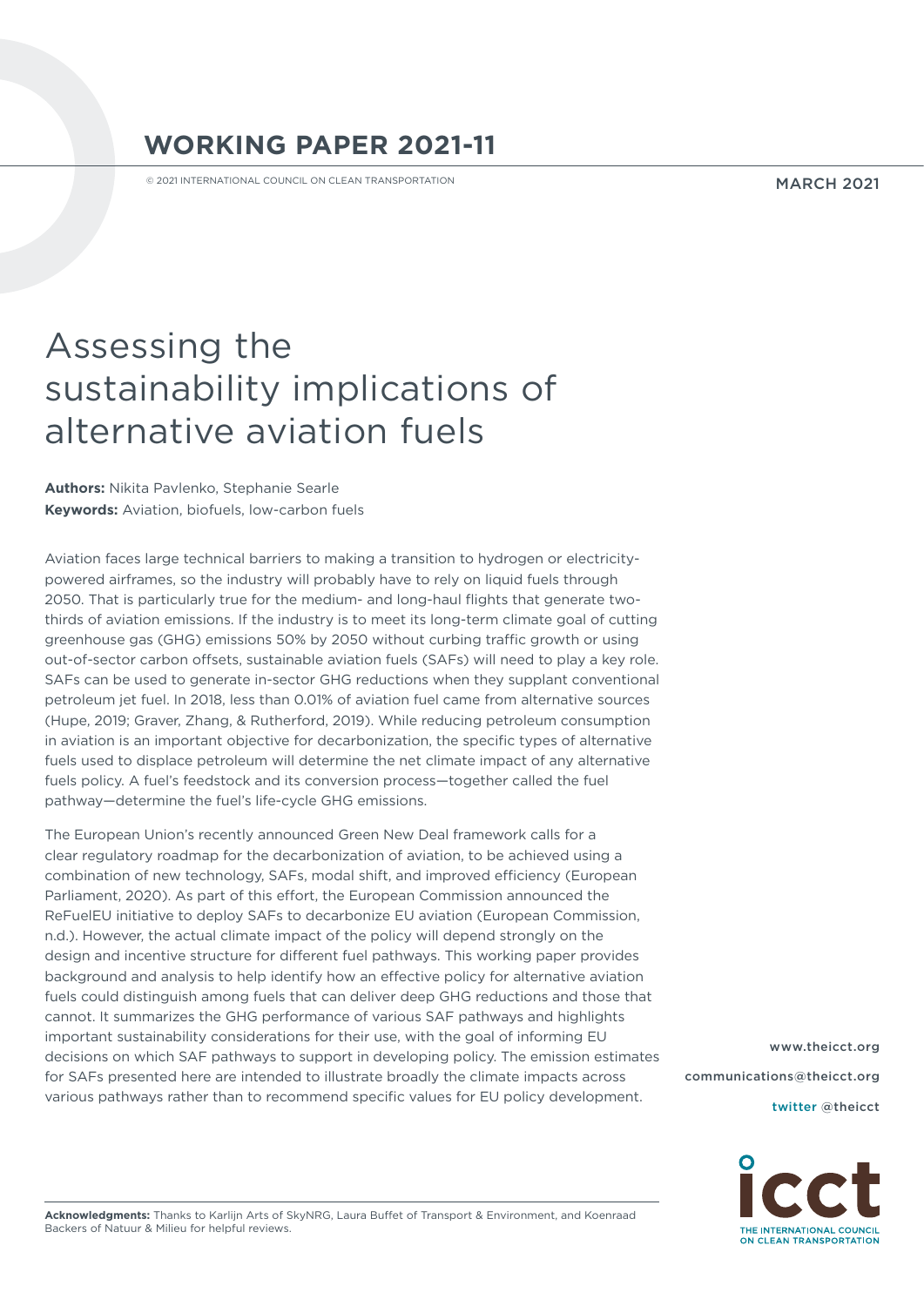# WORKING PAPER 2021-11

© 2021 INTERNATIONAL COUNCIL ON CLEAN TRANSPORTATION

MARCH 2021

# Assessing the sustainability implications of alternative aviation fuels

**Authors:** Nikita Pavlenko, Stephanie Searle
**Keywords:** Aviation, biofuels, low-carbon fuels

Aviation faces large technical barriers to making a transition to hydrogen or electricity-powered airframes, so the industry will probably have to rely on liquid fuels through 2050. That is particularly true for the medium- and long-haul flights that generate two-thirds of aviation emissions. If the industry is to meet its long-term climate goal of cutting greenhouse gas (GHG) emissions 50% by 2050 without curbing traffic growth or using out-of-sector carbon offsets, sustainable aviation fuels (SAFs) will need to play a key role. SAFs can be used to generate in-sector GHG reductions when they supplant conventional petroleum jet fuel. In 2018, less than 0.01% of aviation fuel came from alternative sources (Hupe, 2019; Graver, Zhang, & Rutherford, 2019). While reducing petroleum consumption in aviation is an important objective for decarbonization, the specific types of alternative fuels used to displace petroleum will determine the net climate impact of any alternative fuels policy. A fuel's feedstock and its conversion process—together called the fuel pathway—determine the fuel's life-cycle GHG emissions.

The European Union's recently announced Green New Deal framework calls for a clear regulatory roadmap for the decarbonization of aviation, to be achieved using a combination of new technology, SAFs, modal shift, and improved efficiency (European Parliament, 2020). As part of this effort, the European Commission announced the ReFuelEU initiative to deploy SAFs to decarbonize EU aviation (European Commission, n.d.). However, the actual climate impact of the policy will depend strongly on the design and incentive structure for different fuel pathways. This working paper provides background and analysis to help identify how an effective policy for alternative aviation fuels could distinguish among fuels that can deliver deep GHG reductions and those that cannot. It summarizes the GHG performance of various SAF pathways and highlights important sustainability considerations for their use, with the goal of informing EU decisions on which SAF pathways to support in developing policy. The emission estimates for SAFs presented here are intended to illustrate broadly the climate impacts across various pathways rather than to recommend specific values for EU policy development.

www.theicct.org

communications@theicct.org

twitter @theicct

**Acknowledgments:** Thanks to Karlijn Arts of SkyNRG, Laura Buffet of Transport & Environment, and Koenraad Backers of Natuur & Milieu for helpful reviews.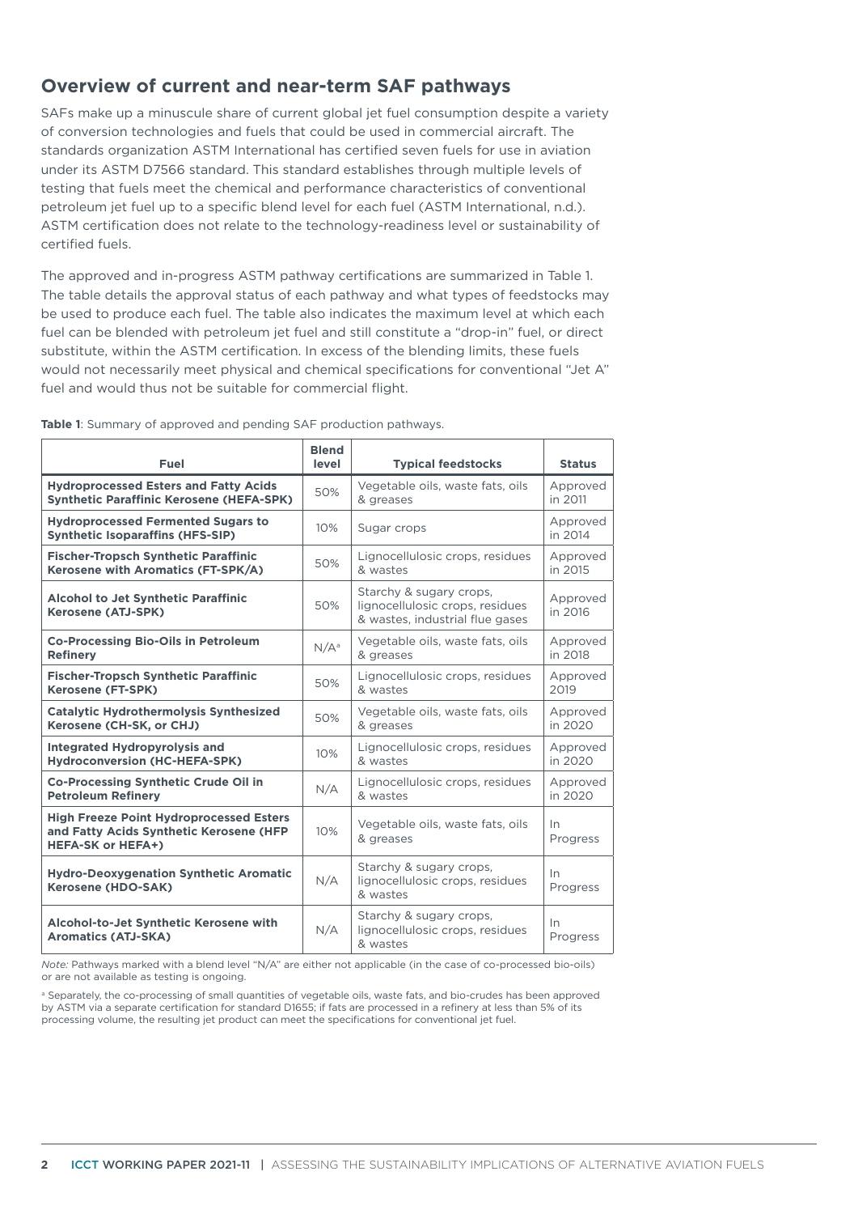## Overview of current and near-term SAF pathways

SAFs make up a minuscule share of current global jet fuel consumption despite a variety of conversion technologies and fuels that could be used in commercial aircraft. The standards organization ASTM International has certified seven fuels for use in aviation under its ASTM D7566 standard. This standard establishes through multiple levels of testing that fuels meet the chemical and performance characteristics of conventional petroleum jet fuel up to a specific blend level for each fuel (ASTM International, n.d.). ASTM certification does not relate to the technology-readiness level or sustainability of certified fuels.

The approved and in-progress ASTM pathway certifications are summarized in Table 1. The table details the approval status of each pathway and what types of feedstocks may be used to produce each fuel. The table also indicates the maximum level at which each fuel can be blended with petroleum jet fuel and still constitute a "drop-in" fuel, or direct substitute, within the ASTM certification. In excess of the blending limits, these fuels would not necessarily meet physical and chemical specifications for conventional "Jet A" fuel and would thus not be suitable for commercial flight.

**Table 1**: Summary of approved and pending SAF production pathways.

| Fuel | Blend level | Typical feedstocks | Status |
|---|---|---|---|
| **Hydroprocessed Esters and Fatty Acids Synthetic Paraffinic Kerosene (HEFA-SPK)** | 50% | Vegetable oils, waste fats, oils & greases | Approved in 2011 |
| **Hydroprocessed Fermented Sugars to Synthetic Isoparaffins (HFS-SIP)** | 10% | Sugar crops | Approved in 2014 |
| **Fischer-Tropsch Synthetic Paraffinic Kerosene with Aromatics (FT-SPK/A)** | 50% | Lignocellulosic crops, residues & wastes | Approved in 2015 |
| **Alcohol to Jet Synthetic Paraffinic Kerosene (ATJ-SPK)** | 50% | Starchy & sugary crops, lignocellulosic crops, residues & wastes, industrial flue gases | Approved in 2016 |
| **Co-Processing Bio-Oils in Petroleum Refinery** | N/A[a] | Vegetable oils, waste fats, oils & greases | Approved in 2018 |
| **Fischer-Tropsch Synthetic Paraffinic Kerosene (FT-SPK)** | 50% | Lignocellulosic crops, residues & wastes | Approved 2019 |
| **Catalytic Hydrothermolysis Synthesized Kerosene (CH-SK, or CHJ)** | 50% | Vegetable oils, waste fats, oils & greases | Approved in 2020 |
| **Integrated Hydropyrolysis and Hydroconversion (HC-HEFA-SPK)** | 10% | Lignocellulosic crops, residues & wastes | Approved in 2020 |
| **Co-Processing Synthetic Crude Oil in Petroleum Refinery** | N/A | Lignocellulosic crops, residues & wastes | Approved in 2020 |
| **High Freeze Point Hydroprocessed Esters and Fatty Acids Synthetic Kerosene (HFP HEFA-SK or HEFA+)** | 10% | Vegetable oils, waste fats, oils & greases | In Progress |
| **Hydro-Deoxygenation Synthetic Aromatic Kerosene (HDO-SAK)** | N/A | Starchy & sugary crops, lignocellulosic crops, residues & wastes | In Progress |
| **Alcohol-to-Jet Synthetic Kerosene with Aromatics (ATJ-SKA)** | N/A | Starchy & sugary crops, lignocellulosic crops, residues & wastes | In Progress |

*Note:* Pathways marked with a blend level "N/A" are either not applicable (in the case of co-processed bio-oils) or are not available as testing is ongoing.

[a] Separately, the co-processing of small quantities of vegetable oils, waste fats, and bio-crudes has been approved by ASTM via a separate certification for standard D1655; if fats are processed in a refinery at less than 5% of its processing volume, the resulting jet product can meet the specifications for conventional jet fuel.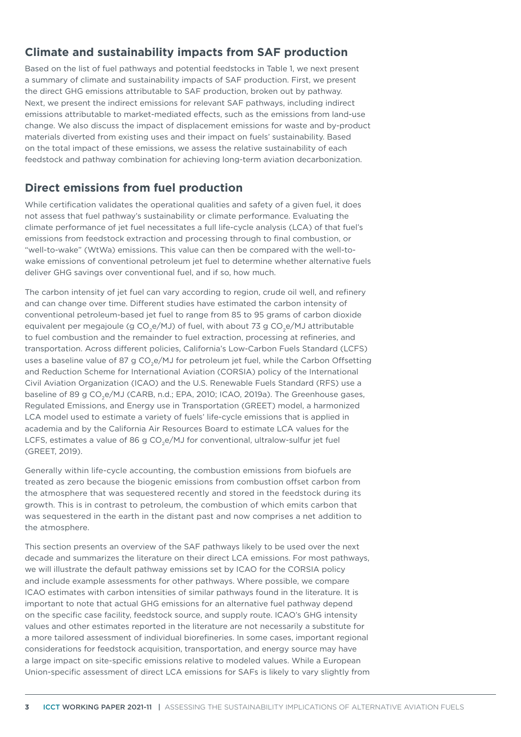## Climate and sustainability impacts from SAF production

Based on the list of fuel pathways and potential feedstocks in Table 1, we next present a summary of climate and sustainability impacts of SAF production. First, we present the direct GHG emissions attributable to SAF production, broken out by pathway. Next, we present the indirect emissions for relevant SAF pathways, including indirect emissions attributable to market-mediated effects, such as the emissions from land-use change. We also discuss the impact of displacement emissions for waste and by-product materials diverted from existing uses and their impact on fuels' sustainability. Based on the total impact of these emissions, we assess the relative sustainability of each feedstock and pathway combination for achieving long-term aviation decarbonization.

## Direct emissions from fuel production

While certification validates the operational qualities and safety of a given fuel, it does not assess that fuel pathway's sustainability or climate performance. Evaluating the climate performance of jet fuel necessitates a full life-cycle analysis (LCA) of that fuel's emissions from feedstock extraction and processing through to final combustion, or "well-to-wake" (WtWa) emissions. This value can then be compared with the well-to-wake emissions of conventional petroleum jet fuel to determine whether alternative fuels deliver GHG savings over conventional fuel, and if so, how much.

The carbon intensity of jet fuel can vary according to region, crude oil well, and refinery and can change over time. Different studies have estimated the carbon intensity of conventional petroleum-based jet fuel to range from 85 to 95 grams of carbon dioxide equivalent per megajoule (g $CO_2e$/MJ) of fuel, with about 73 g $CO_2e$/MJ attributable to fuel combustion and the remainder to fuel extraction, processing at refineries, and transportation. Across different policies, California's Low-Carbon Fuels Standard (LCFS) uses a baseline value of 87 g $CO_2e$/MJ for petroleum jet fuel, while the Carbon Offsetting and Reduction Scheme for International Aviation (CORSIA) policy of the International Civil Aviation Organization (ICAO) and the U.S. Renewable Fuels Standard (RFS) use a baseline of 89 g $CO_2e$/MJ (CARB, n.d.; EPA, 2010; ICAO, 2019a). The Greenhouse gases, Regulated Emissions, and Energy use in Transportation (GREET) model, a harmonized LCA model used to estimate a variety of fuels' life-cycle emissions that is applied in academia and by the California Air Resources Board to estimate LCA values for the LCFS, estimates a value of 86 g $CO_2e$/MJ for conventional, ultralow-sulfur jet fuel (GREET, 2019).

Generally within life-cycle accounting, the combustion emissions from biofuels are treated as zero because the biogenic emissions from combustion offset carbon from the atmosphere that was sequestered recently and stored in the feedstock during its growth. This is in contrast to petroleum, the combustion of which emits carbon that was sequestered in the earth in the distant past and now comprises a net addition to the atmosphere.

This section presents an overview of the SAF pathways likely to be used over the next decade and summarizes the literature on their direct LCA emissions. For most pathways, we will illustrate the default pathway emissions set by ICAO for the CORSIA policy and include example assessments for other pathways. Where possible, we compare ICAO estimates with carbon intensities of similar pathways found in the literature. It is important to note that actual GHG emissions for an alternative fuel pathway depend on the specific case facility, feedstock source, and supply route. ICAO's GHG intensity values and other estimates reported in the literature are not necessarily a substitute for a more tailored assessment of individual biorefineries. In some cases, important regional considerations for feedstock acquisition, transportation, and energy source may have a large impact on site-specific emissions relative to modeled values. While a European Union-specific assessment of direct LCA emissions for SAFs is likely to vary slightly from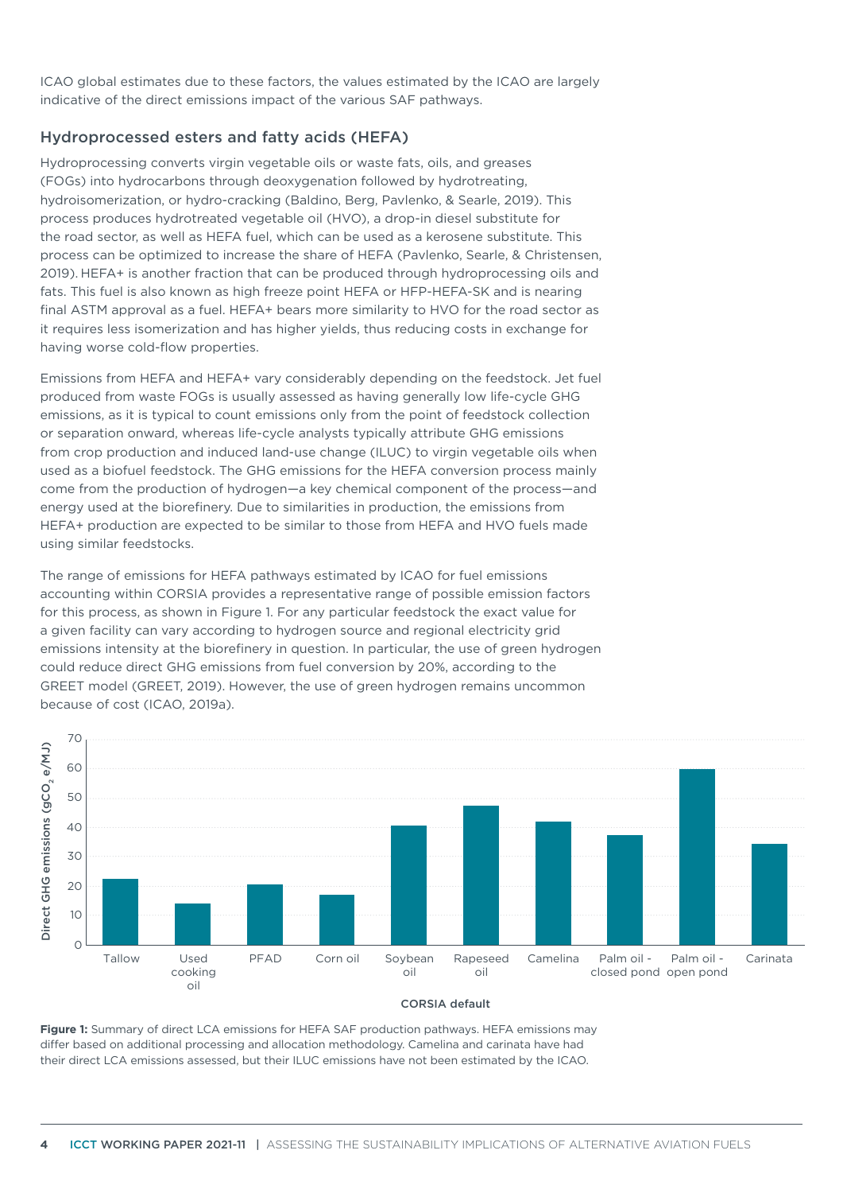ICAO global estimates due to these factors, the values estimated by the ICAO are largely indicative of the direct emissions impact of the various SAF pathways.

## Hydroprocessed esters and fatty acids (HEFA)

Hydroprocessing converts virgin vegetable oils or waste fats, oils, and greases (FOGs) into hydrocarbons through deoxygenation followed by hydrotreating, hydroisomerization, or hydro-cracking (Baldino, Berg, Pavlenko, & Searle, 2019). This process produces hydrotreated vegetable oil (HVO), a drop-in diesel substitute for the road sector, as well as HEFA fuel, which can be used as a kerosene substitute. This process can be optimized to increase the share of HEFA (Pavlenko, Searle, & Christensen, 2019). HEFA+ is another fraction that can be produced through hydroprocessing oils and fats. This fuel is also known as high freeze point HEFA or HFP-HEFA-SK and is nearing final ASTM approval as a fuel. HEFA+ bears more similarity to HVO for the road sector as it requires less isomerization and has higher yields, thus reducing costs in exchange for having worse cold-flow properties.

Emissions from HEFA and HEFA+ vary considerably depending on the feedstock. Jet fuel produced from waste FOGs is usually assessed as having generally low life-cycle GHG emissions, as it is typical to count emissions only from the point of feedstock collection or separation onward, whereas life-cycle analysts typically attribute GHG emissions from crop production and induced land-use change (ILUC) to virgin vegetable oils when used as a biofuel feedstock. The GHG emissions for the HEFA conversion process mainly come from the production of hydrogen—a key chemical component of the process—and energy used at the biorefinery. Due to similarities in production, the emissions from HEFA+ production are expected to be similar to those from HEFA and HVO fuels made using similar feedstocks.

The range of emissions for HEFA pathways estimated by ICAO for fuel emissions accounting within CORSIA provides a representative range of possible emission factors for this process, as shown in Figure 1. For any particular feedstock the exact value for a given facility can vary according to hydrogen source and regional electricity grid emissions intensity at the biorefinery in question. In particular, the use of green hydrogen could reduce direct GHG emissions from fuel conversion by 20%, according to the GREET model (GREET, 2019). However, the use of green hydrogen remains uncommon because of cost (ICAO, 2019a).

**Figure 1:** Summary of direct LCA emissions for HEFA SAF production pathways. HEFA emissions may differ based on additional processing and allocation methodology. Camelina and carinata have had their direct LCA emissions assessed, but their ILUC emissions have not been estimated by the ICAO.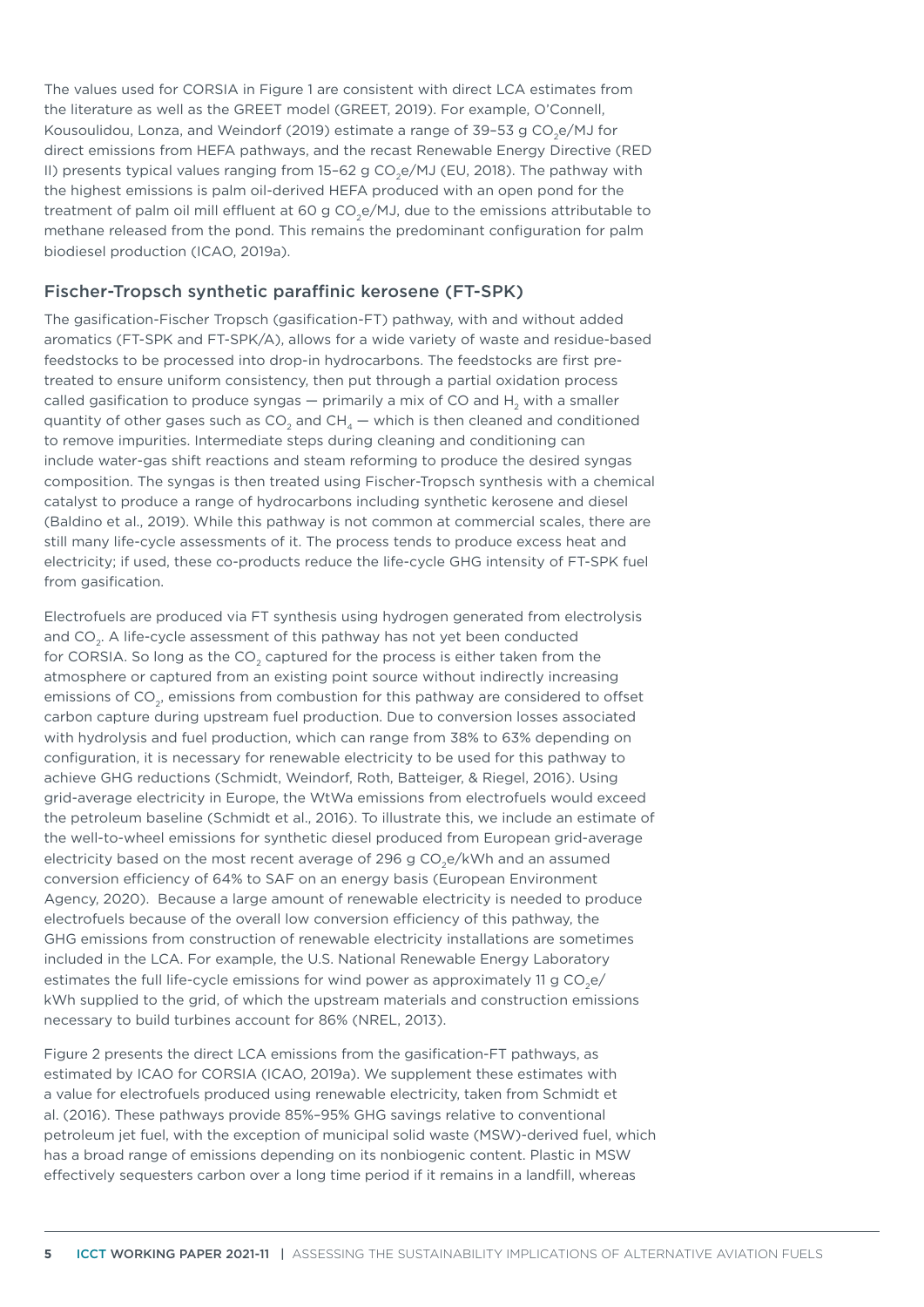The values used for CORSIA in Figure 1 are consistent with direct LCA estimates from the literature as well as the GREET model (GREET, 2019). For example, O'Connell, Kousoulidou, Lonza, and Weindorf (2019) estimate a range of 39–53 g $CO_2$e/MJ for direct emissions from HEFA pathways, and the recast Renewable Energy Directive (RED II) presents typical values ranging from 15–62 g $CO_2$e/MJ (EU, 2018). The pathway with the highest emissions is palm oil-derived HEFA produced with an open pond for the treatment of palm oil mill effluent at 60 g $CO_2$e/MJ, due to the emissions attributable to methane released from the pond. This remains the predominant configuration for palm biodiesel production (ICAO, 2019a).

## Fischer-Tropsch synthetic paraffinic kerosene (FT-SPK)

The gasification-Fischer Tropsch (gasification-FT) pathway, with and without added aromatics (FT-SPK and FT-SPK/A), allows for a wide variety of waste and residue-based feedstocks to be processed into drop-in hydrocarbons. The feedstocks are first pre-treated to ensure uniform consistency, then put through a partial oxidation process called gasification to produce syngas — primarily a mix of CO and $H_2$ with a smaller quantity of other gases such as $CO_2$ and $CH_4$ — which is then cleaned and conditioned to remove impurities. Intermediate steps during cleaning and conditioning can include water-gas shift reactions and steam reforming to produce the desired syngas composition. The syngas is then treated using Fischer-Tropsch synthesis with a chemical catalyst to produce a range of hydrocarbons including synthetic kerosene and diesel (Baldino et al., 2019). While this pathway is not common at commercial scales, there are still many life-cycle assessments of it. The process tends to produce excess heat and electricity; if used, these co-products reduce the life-cycle GHG intensity of FT-SPK fuel from gasification.

Electrofuels are produced via FT synthesis using hydrogen generated from electrolysis and $CO_2$. A life-cycle assessment of this pathway has not yet been conducted for CORSIA. So long as the $CO_2$ captured for the process is either taken from the atmosphere or captured from an existing point source without indirectly increasing emissions of $CO_2$, emissions from combustion for this pathway are considered to offset carbon capture during upstream fuel production. Due to conversion losses associated with hydrolysis and fuel production, which can range from 38% to 63% depending on configuration, it is necessary for renewable electricity to be used for this pathway to achieve GHG reductions (Schmidt, Weindorf, Roth, Batteiger, & Riegel, 2016). Using grid-average electricity in Europe, the WtWa emissions from electrofuels would exceed the petroleum baseline (Schmidt et al., 2016). To illustrate this, we include an estimate of the well-to-wheel emissions for synthetic diesel produced from European grid-average electricity based on the most recent average of 296 g $CO_2$e/kWh and an assumed conversion efficiency of 64% to SAF on an energy basis (European Environment Agency, 2020). Because a large amount of renewable electricity is needed to produce electrofuels because of the overall low conversion efficiency of this pathway, the GHG emissions from construction of renewable electricity installations are sometimes included in the LCA. For example, the U.S. National Renewable Energy Laboratory estimates the full life-cycle emissions for wind power as approximately 11 g $CO_2$e/kWh supplied to the grid, of which the upstream materials and construction emissions necessary to build turbines account for 86% (NREL, 2013).

Figure 2 presents the direct LCA emissions from the gasification-FT pathways, as estimated by ICAO for CORSIA (ICAO, 2019a). We supplement these estimates with a value for electrofuels produced using renewable electricity, taken from Schmidt et al. (2016). These pathways provide 85%–95% GHG savings relative to conventional petroleum jet fuel, with the exception of municipal solid waste (MSW)-derived fuel, which has a broad range of emissions depending on its nonbiogenic content. Plastic in MSW effectively sequesters carbon over a long time period if it remains in a landfill, whereas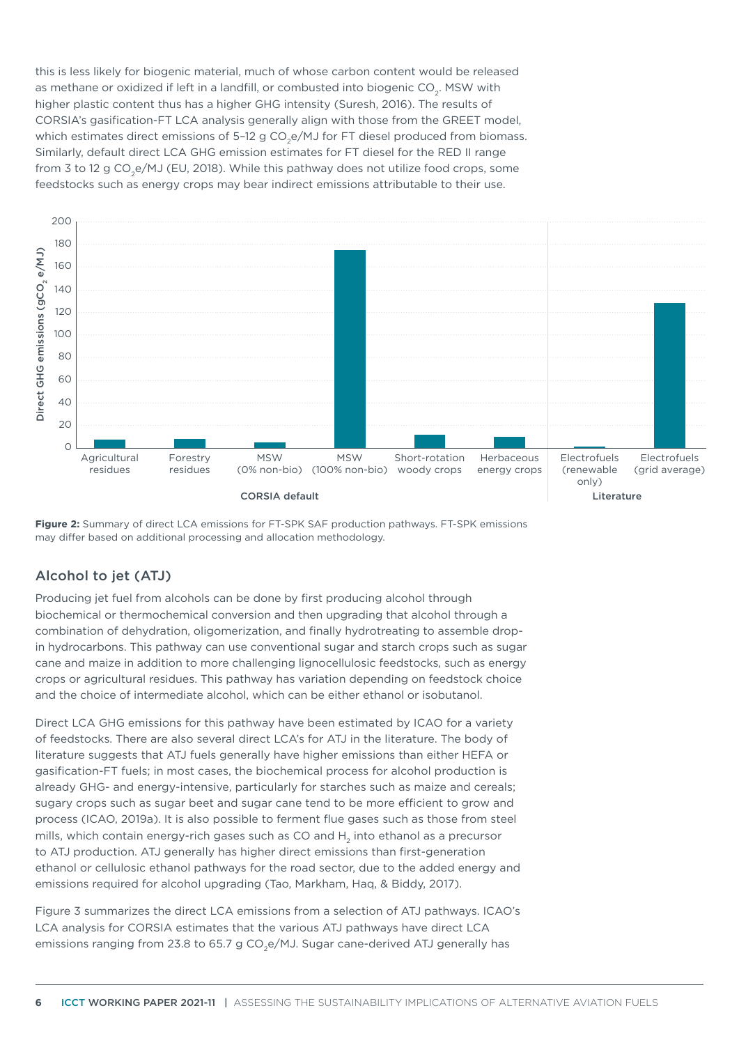this is less likely for biogenic material, much of whose carbon content would be released as methane or oxidized if left in a landfill, or combusted into biogenic $CO_2$. MSW with higher plastic content thus has a higher GHG intensity (Suresh, 2016). The results of CORSIA's gasification-FT LCA analysis generally align with those from the GREET model, which estimates direct emissions of 5–12 g $CO_2$e/MJ for FT diesel produced from biomass. Similarly, default direct LCA GHG emission estimates for FT diesel for the RED II range from 3 to 12 g $CO_2$e/MJ (EU, 2018). While this pathway does not utilize food crops, some feedstocks such as energy crops may bear indirect emissions attributable to their use.

**Figure 2:** Summary of direct LCA emissions for FT-SPK SAF production pathways. FT-SPK emissions may differ based on additional processing and allocation methodology.

## Alcohol to jet (ATJ)

Producing jet fuel from alcohols can be done by first producing alcohol through biochemical or thermochemical conversion and then upgrading that alcohol through a combination of dehydration, oligomerization, and finally hydrotreating to assemble drop-in hydrocarbons. This pathway can use conventional sugar and starch crops such as sugar cane and maize in addition to more challenging lignocellulosic feedstocks, such as energy crops or agricultural residues. This pathway has variation depending on feedstock choice and the choice of intermediate alcohol, which can be either ethanol or isobutanol.

Direct LCA GHG emissions for this pathway have been estimated by ICAO for a variety of feedstocks. There are also several direct LCA's for ATJ in the literature. The body of literature suggests that ATJ fuels generally have higher emissions than either HEFA or gasification-FT fuels; in most cases, the biochemical process for alcohol production is already GHG- and energy-intensive, particularly for starches such as maize and cereals; sugary crops such as sugar beet and sugar cane tend to be more efficient to grow and process (ICAO, 2019a). It is also possible to ferment flue gases such as those from steel mills, which contain energy-rich gases such as CO and $H_2$ into ethanol as a precursor to ATJ production. ATJ generally has higher direct emissions than first-generation ethanol or cellulosic ethanol pathways for the road sector, due to the added energy and emissions required for alcohol upgrading (Tao, Markham, Haq, & Biddy, 2017).

Figure 3 summarizes the direct LCA emissions from a selection of ATJ pathways. ICAO's LCA analysis for CORSIA estimates that the various ATJ pathways have direct LCA emissions ranging from 23.8 to 65.7 g $CO_2$e/MJ. Sugar cane-derived ATJ generally has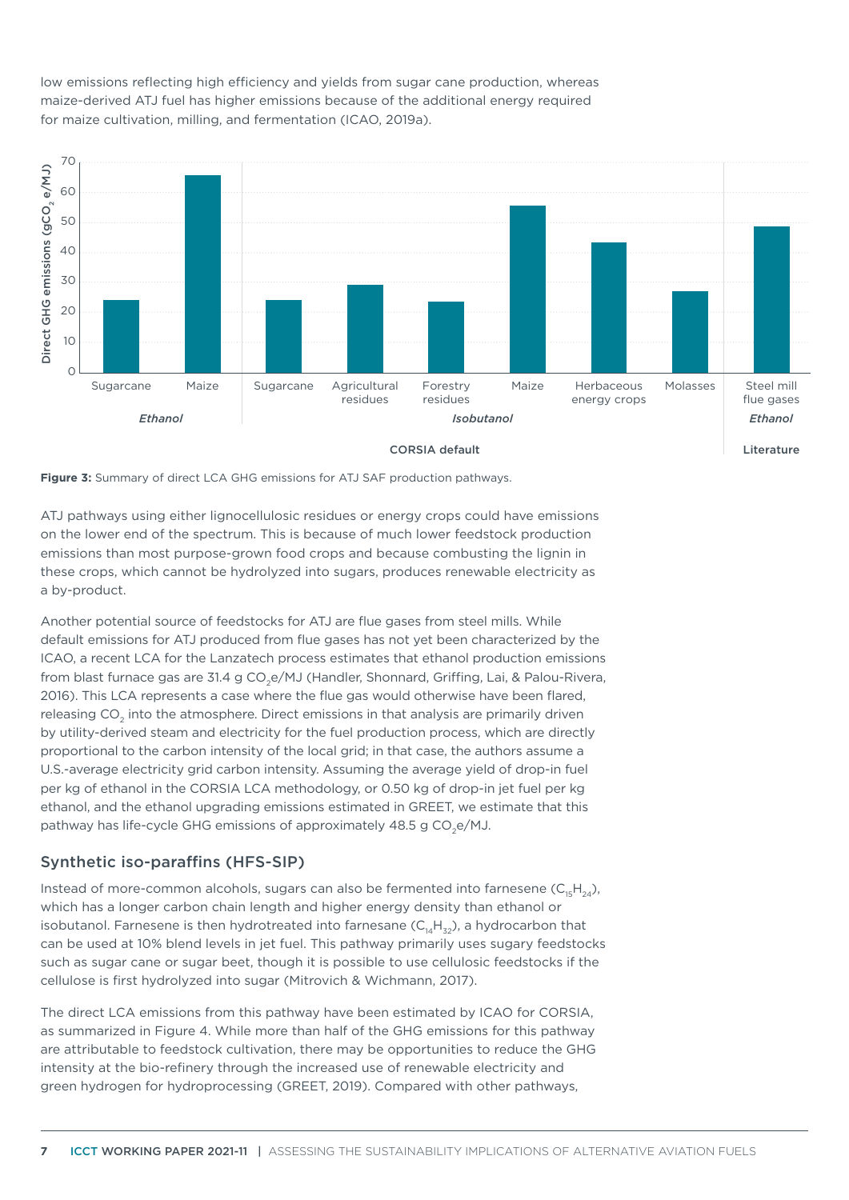low emissions reflecting high efficiency and yields from sugar cane production, whereas maize-derived ATJ fuel has higher emissions because of the additional energy required for maize cultivation, milling, and fermentation (ICAO, 2019a).

**Figure 3:** Summary of direct LCA GHG emissions for ATJ SAF production pathways.

ATJ pathways using either lignocellulosic residues or energy crops could have emissions on the lower end of the spectrum. This is because of much lower feedstock production emissions than most purpose-grown food crops and because combusting the lignin in these crops, which cannot be hydrolyzed into sugars, produces renewable electricity as a by-product.

Another potential source of feedstocks for ATJ are flue gases from steel mills. While default emissions for ATJ produced from flue gases has not yet been characterized by the ICAO, a recent LCA for the Lanzatech process estimates that ethanol production emissions from blast furnace gas are 31.4 g $CO_2$e/MJ (Handler, Shonnard, Griffing, Lai, & Palou-Rivera, 2016). This LCA represents a case where the flue gas would otherwise have been flared, releasing $CO_2$ into the atmosphere. Direct emissions in that analysis are primarily driven by utility-derived steam and electricity for the fuel production process, which are directly proportional to the carbon intensity of the local grid; in that case, the authors assume a U.S.-average electricity grid carbon intensity. Assuming the average yield of drop-in fuel per kg of ethanol in the CORSIA LCA methodology, or 0.50 kg of drop-in jet fuel per kg ethanol, and the ethanol upgrading emissions estimated in GREET, we estimate that this pathway has life-cycle GHG emissions of approximately 48.5 g $CO_2$e/MJ.

## Synthetic iso-paraffins (HFS-SIP)

Instead of more-common alcohols, sugars can also be fermented into farnesene ($C_{15}H_{24}$), which has a longer carbon chain length and higher energy density than ethanol or isobutanol. Farnesene is then hydrotreated into farnesane ($C_{14}H_{32}$), a hydrocarbon that can be used at 10% blend levels in jet fuel. This pathway primarily uses sugary feedstocks such as sugar cane or sugar beet, though it is possible to use cellulosic feedstocks if the cellulose is first hydrolyzed into sugar (Mitrovich & Wichmann, 2017).

The direct LCA emissions from this pathway have been estimated by ICAO for CORSIA, as summarized in Figure 4. While more than half of the GHG emissions for this pathway are attributable to feedstock cultivation, there may be opportunities to reduce the GHG intensity at the bio-refinery through the increased use of renewable electricity and green hydrogen for hydroprocessing (GREET, 2019). Compared with other pathways,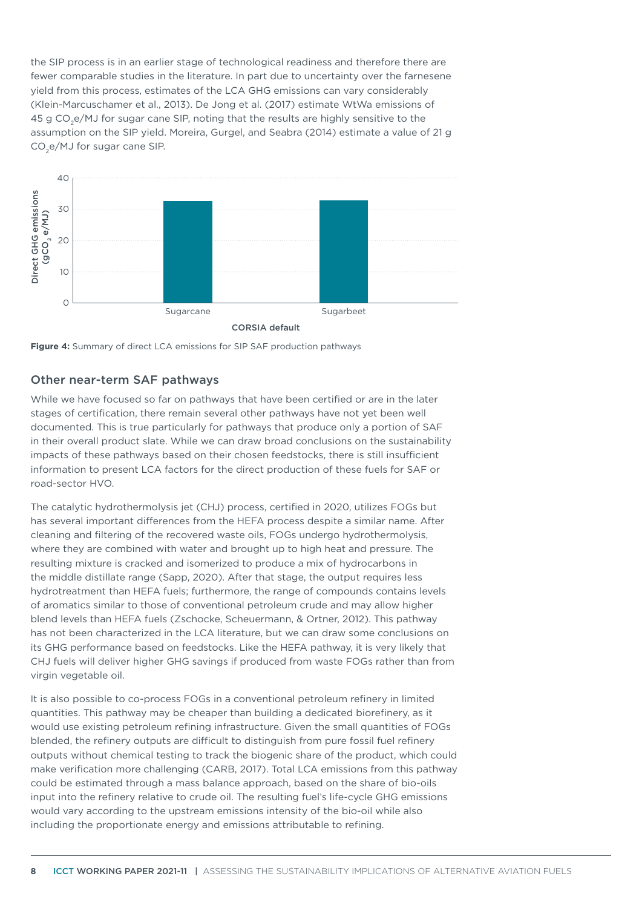the SIP process is in an earlier stage of technological readiness and therefore there are fewer comparable studies in the literature. In part due to uncertainty over the farnesene yield from this process, estimates of the LCA GHG emissions can vary considerably (Klein-Marcuschamer et al., 2013). De Jong et al. (2017) estimate WtWa emissions of 45 g $CO_2$e/MJ for sugar cane SIP, noting that the results are highly sensitive to the assumption on the SIP yield. Moreira, Gurgel, and Seabra (2014) estimate a value of 21 g $CO_2$e/MJ for sugar cane SIP.

**Figure 4:** Summary of direct LCA emissions for SIP SAF production pathways

## Other near-term SAF pathways

While we have focused so far on pathways that have been certified or are in the later stages of certification, there remain several other pathways have not yet been well documented. This is true particularly for pathways that produce only a portion of SAF in their overall product slate. While we can draw broad conclusions on the sustainability impacts of these pathways based on their chosen feedstocks, there is still insufficient information to present LCA factors for the direct production of these fuels for SAF or road-sector HVO.

The catalytic hydrothermolysis jet (CHJ) process, certified in 2020, utilizes FOGs but has several important differences from the HEFA process despite a similar name. After cleaning and filtering of the recovered waste oils, FOGs undergo hydrothermolysis, where they are combined with water and brought up to high heat and pressure. The resulting mixture is cracked and isomerized to produce a mix of hydrocarbons in the middle distillate range (Sapp, 2020). After that stage, the output requires less hydrotreatment than HEFA fuels; furthermore, the range of compounds contains levels of aromatics similar to those of conventional petroleum crude and may allow higher blend levels than HEFA fuels (Zschocke, Scheuermann, & Ortner, 2012). This pathway has not been characterized in the LCA literature, but we can draw some conclusions on its GHG performance based on feedstocks. Like the HEFA pathway, it is very likely that CHJ fuels will deliver higher GHG savings if produced from waste FOGs rather than from virgin vegetable oil.

It is also possible to co-process FOGs in a conventional petroleum refinery in limited quantities. This pathway may be cheaper than building a dedicated biorefinery, as it would use existing petroleum refining infrastructure. Given the small quantities of FOGs blended, the refinery outputs are difficult to distinguish from pure fossil fuel refinery outputs without chemical testing to track the biogenic share of the product, which could make verification more challenging (CARB, 2017). Total LCA emissions from this pathway could be estimated through a mass balance approach, based on the share of bio-oils input into the refinery relative to crude oil. The resulting fuel's life-cycle GHG emissions would vary according to the upstream emissions intensity of the bio-oil while also including the proportionate energy and emissions attributable to refining.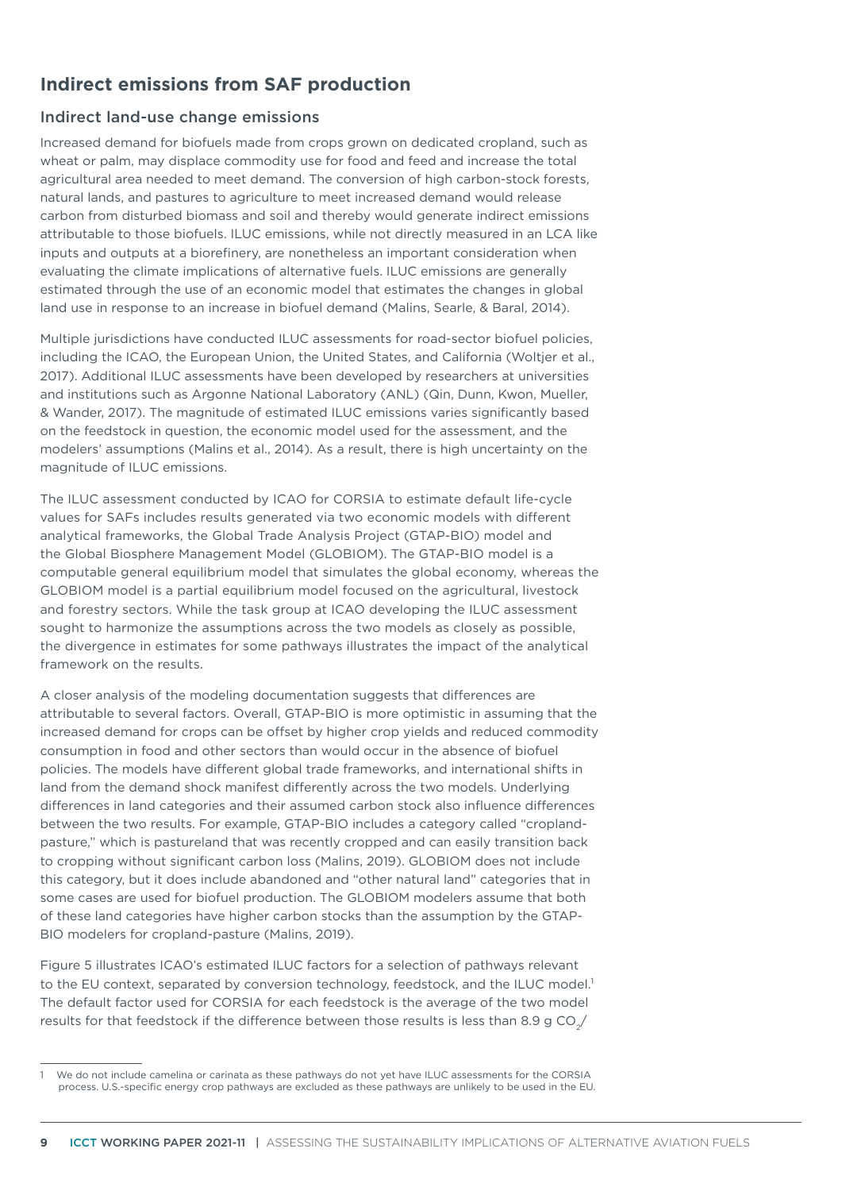## Indirect emissions from SAF production

### Indirect land-use change emissions

Increased demand for biofuels made from crops grown on dedicated cropland, such as wheat or palm, may displace commodity use for food and feed and increase the total agricultural area needed to meet demand. The conversion of high carbon-stock forests, natural lands, and pastures to agriculture to meet increased demand would release carbon from disturbed biomass and soil and thereby would generate indirect emissions attributable to those biofuels. ILUC emissions, while not directly measured in an LCA like inputs and outputs at a biorefinery, are nonetheless an important consideration when evaluating the climate implications of alternative fuels. ILUC emissions are generally estimated through the use of an economic model that estimates the changes in global land use in response to an increase in biofuel demand (Malins, Searle, & Baral, 2014).

Multiple jurisdictions have conducted ILUC assessments for road-sector biofuel policies, including the ICAO, the European Union, the United States, and California (Woltjer et al., 2017). Additional ILUC assessments have been developed by researchers at universities and institutions such as Argonne National Laboratory (ANL) (Qin, Dunn, Kwon, Mueller, & Wander, 2017). The magnitude of estimated ILUC emissions varies significantly based on the feedstock in question, the economic model used for the assessment, and the modelers' assumptions (Malins et al., 2014). As a result, there is high uncertainty on the magnitude of ILUC emissions.

The ILUC assessment conducted by ICAO for CORSIA to estimate default life-cycle values for SAFs includes results generated via two economic models with different analytical frameworks, the Global Trade Analysis Project (GTAP-BIO) model and the Global Biosphere Management Model (GLOBIOM). The GTAP-BIO model is a computable general equilibrium model that simulates the global economy, whereas the GLOBIOM model is a partial equilibrium model focused on the agricultural, livestock and forestry sectors. While the task group at ICAO developing the ILUC assessment sought to harmonize the assumptions across the two models as closely as possible, the divergence in estimates for some pathways illustrates the impact of the analytical framework on the results.

A closer analysis of the modeling documentation suggests that differences are attributable to several factors. Overall, GTAP-BIO is more optimistic in assuming that the increased demand for crops can be offset by higher crop yields and reduced commodity consumption in food and other sectors than would occur in the absence of biofuel policies. The models have different global trade frameworks, and international shifts in land from the demand shock manifest differently across the two models. Underlying differences in land categories and their assumed carbon stock also influence differences between the two results. For example, GTAP-BIO includes a category called "cropland-pasture," which is pastureland that was recently cropped and can easily transition back to cropping without significant carbon loss (Malins, 2019). GLOBIOM does not include this category, but it does include abandoned and "other natural land" categories that in some cases are used for biofuel production. The GLOBIOM modelers assume that both of these land categories have higher carbon stocks than the assumption by the GTAP-BIO modelers for cropland-pasture (Malins, 2019).

Figure 5 illustrates ICAO's estimated ILUC factors for a selection of pathways relevant to the EU context, separated by conversion technology, feedstock, and the ILUC model.[1] The default factor used for CORSIA for each feedstock is the average of the two model results for that feedstock if the difference between those results is less than 8.9 g $CO_2$/

[1] We do not include camelina or carinata as these pathways do not yet have ILUC assessments for the CORSIA process. U.S.-specific energy crop pathways are excluded as these pathways are unlikely to be used in the EU.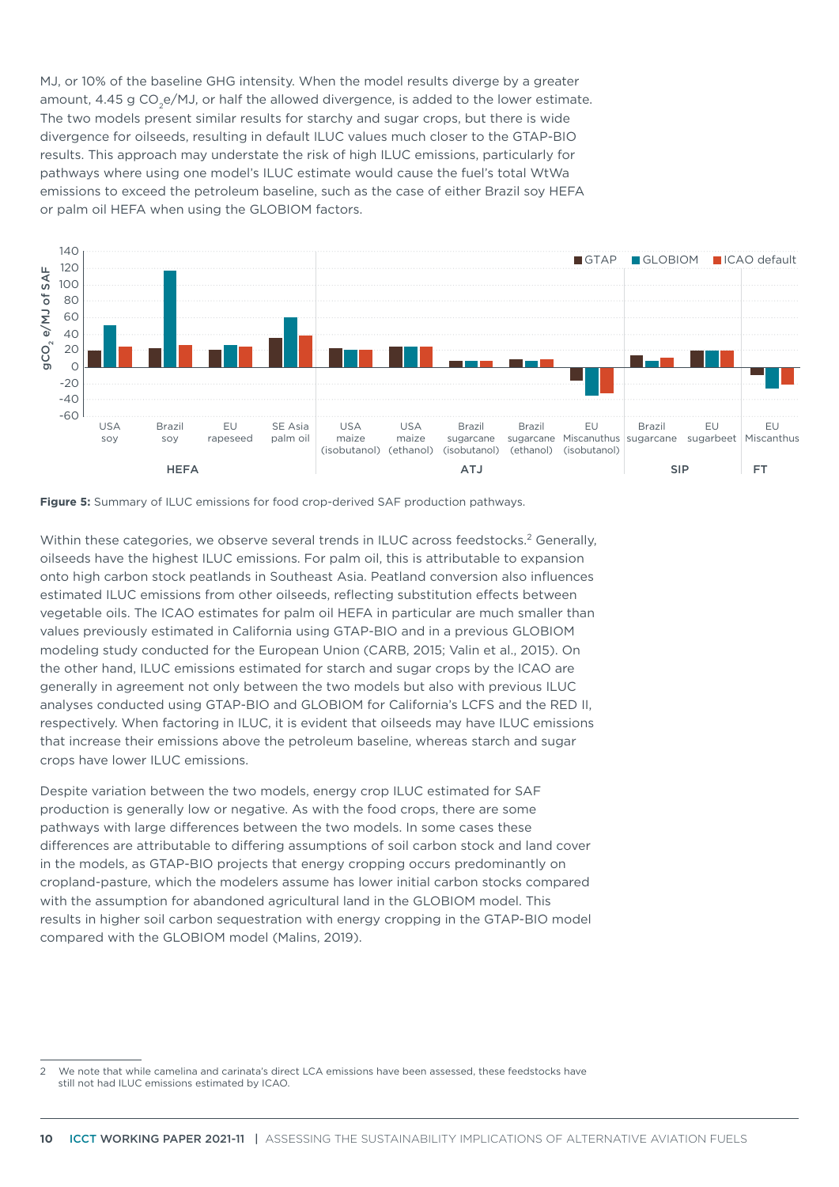MJ, or 10% of the baseline GHG intensity. When the model results diverge by a greater amount, 4.45 g $CO_2$e/MJ, or half the allowed divergence, is added to the lower estimate. The two models present similar results for starchy and sugar crops, but there is wide divergence for oilseeds, resulting in default ILUC values much closer to the GTAP-BIO results. This approach may understate the risk of high ILUC emissions, particularly for pathways where using one model's ILUC estimate would cause the fuel's total WtWa emissions to exceed the petroleum baseline, such as the case of either Brazil soy HEFA or palm oil HEFA when using the GLOBIOM factors.

**Figure 5:** Summary of ILUC emissions for food crop-derived SAF production pathways.

Within these categories, we observe several trends in ILUC across feedstocks.[2] Generally, oilseeds have the highest ILUC emissions. For palm oil, this is attributable to expansion onto high carbon stock peatlands in Southeast Asia. Peatland conversion also influences estimated ILUC emissions from other oilseeds, reflecting substitution effects between vegetable oils. The ICAO estimates for palm oil HEFA in particular are much smaller than values previously estimated in California using GTAP-BIO and in a previous GLOBIOM modeling study conducted for the European Union (CARB, 2015; Valin et al., 2015). On the other hand, ILUC emissions estimated for starch and sugar crops by the ICAO are generally in agreement not only between the two models but also with previous ILUC analyses conducted using GTAP-BIO and GLOBIOM for California's LCFS and the RED II, respectively. When factoring in ILUC, it is evident that oilseeds may have ILUC emissions that increase their emissions above the petroleum baseline, whereas starch and sugar crops have lower ILUC emissions.

Despite variation between the two models, energy crop ILUC estimated for SAF production is generally low or negative. As with the food crops, there are some pathways with large differences between the two models. In some cases these differences are attributable to differing assumptions of soil carbon stock and land cover in the models, as GTAP-BIO projects that energy cropping occurs predominantly on cropland-pasture, which the modelers assume has lower initial carbon stocks compared with the assumption for abandoned agricultural land in the GLOBIOM model. This results in higher soil carbon sequestration with energy cropping in the GTAP-BIO model compared with the GLOBIOM model (Malins, 2019).

2 We note that while camelina and carinata's direct LCA emissions have been assessed, these feedstocks have still not had ILUC emissions estimated by ICAO.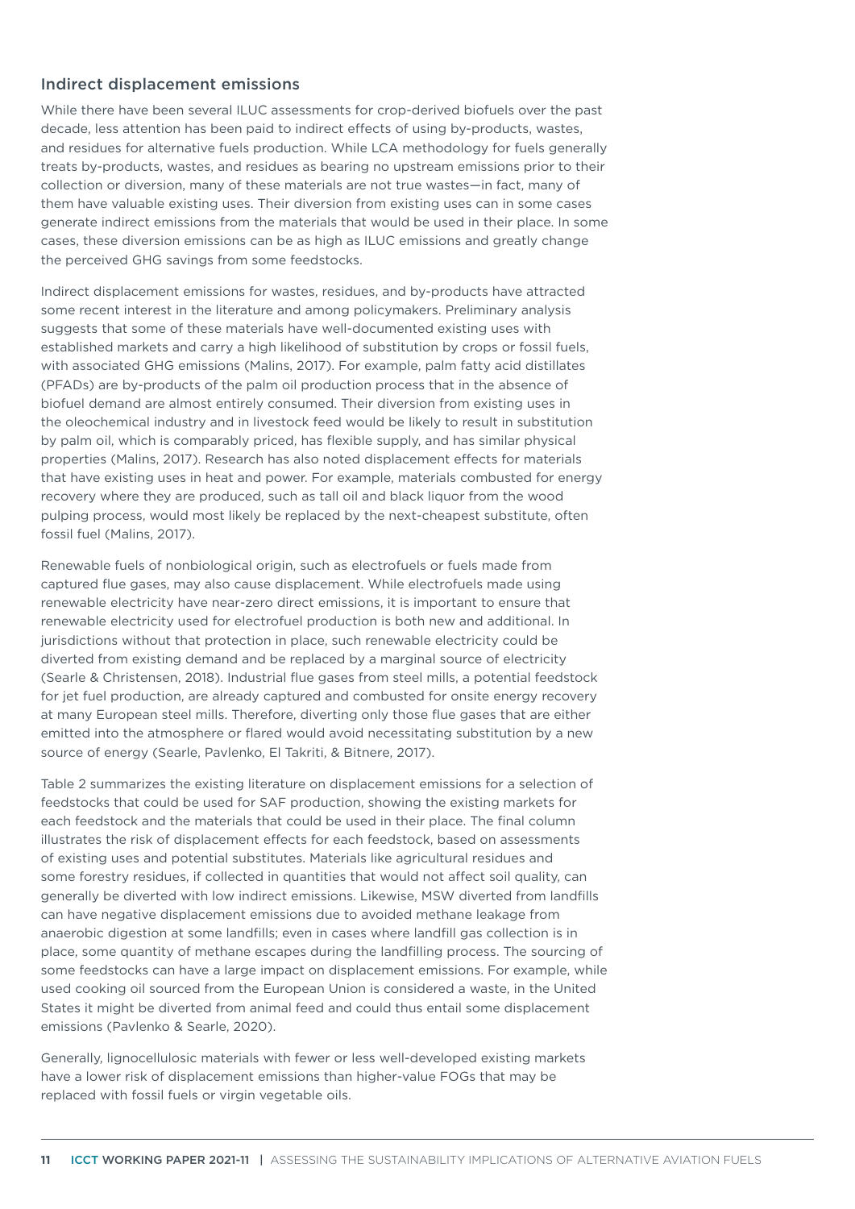## Indirect displacement emissions

While there have been several ILUC assessments for crop-derived biofuels over the past decade, less attention has been paid to indirect effects of using by-products, wastes, and residues for alternative fuels production. While LCA methodology for fuels generally treats by-products, wastes, and residues as bearing no upstream emissions prior to their collection or diversion, many of these materials are not true wastes—in fact, many of them have valuable existing uses. Their diversion from existing uses can in some cases generate indirect emissions from the materials that would be used in their place. In some cases, these diversion emissions can be as high as ILUC emissions and greatly change the perceived GHG savings from some feedstocks.

Indirect displacement emissions for wastes, residues, and by-products have attracted some recent interest in the literature and among policymakers. Preliminary analysis suggests that some of these materials have well-documented existing uses with established markets and carry a high likelihood of substitution by crops or fossil fuels, with associated GHG emissions (Malins, 2017). For example, palm fatty acid distillates (PFADs) are by-products of the palm oil production process that in the absence of biofuel demand are almost entirely consumed. Their diversion from existing uses in the oleochemical industry and in livestock feed would be likely to result in substitution by palm oil, which is comparably priced, has flexible supply, and has similar physical properties (Malins, 2017). Research has also noted displacement effects for materials that have existing uses in heat and power. For example, materials combusted for energy recovery where they are produced, such as tall oil and black liquor from the wood pulping process, would most likely be replaced by the next-cheapest substitute, often fossil fuel (Malins, 2017).

Renewable fuels of nonbiological origin, such as electrofuels or fuels made from captured flue gases, may also cause displacement. While electrofuels made using renewable electricity have near-zero direct emissions, it is important to ensure that renewable electricity used for electrofuel production is both new and additional. In jurisdictions without that protection in place, such renewable electricity could be diverted from existing demand and be replaced by a marginal source of electricity (Searle & Christensen, 2018). Industrial flue gases from steel mills, a potential feedstock for jet fuel production, are already captured and combusted for onsite energy recovery at many European steel mills. Therefore, diverting only those flue gases that are either emitted into the atmosphere or flared would avoid necessitating substitution by a new source of energy (Searle, Pavlenko, El Takriti, & Bitnere, 2017).

Table 2 summarizes the existing literature on displacement emissions for a selection of feedstocks that could be used for SAF production, showing the existing markets for each feedstock and the materials that could be used in their place. The final column illustrates the risk of displacement effects for each feedstock, based on assessments of existing uses and potential substitutes. Materials like agricultural residues and some forestry residues, if collected in quantities that would not affect soil quality, can generally be diverted with low indirect emissions. Likewise, MSW diverted from landfills can have negative displacement emissions due to avoided methane leakage from anaerobic digestion at some landfills; even in cases where landfill gas collection is in place, some quantity of methane escapes during the landfilling process. The sourcing of some feedstocks can have a large impact on displacement emissions. For example, while used cooking oil sourced from the European Union is considered a waste, in the United States it might be diverted from animal feed and could thus entail some displacement emissions (Pavlenko & Searle, 2020).

Generally, lignocellulosic materials with fewer or less well-developed existing markets have a lower risk of displacement emissions than higher-value FOGs that may be replaced with fossil fuels or virgin vegetable oils.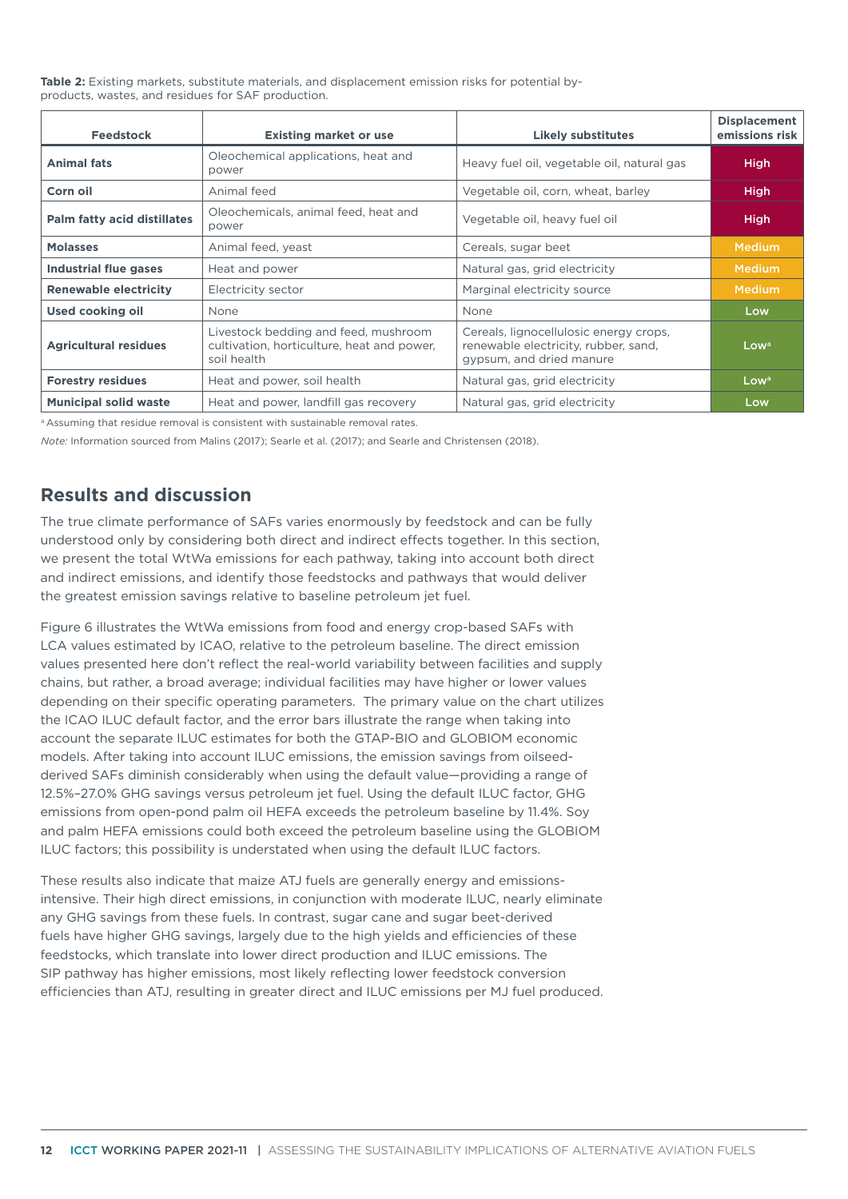**Table 2:** Existing markets, substitute materials, and displacement emission risks for potential by-products, wastes, and residues for SAF production.

| Feedstock | Existing market or use | Likely substitutes | Displacement emissions risk |
|---|---|---|---|
| **Animal fats** | Oleochemical applications, heat and power | Heavy fuel oil, vegetable oil, natural gas | High |
| **Corn oil** | Animal feed | Vegetable oil, corn, wheat, barley | High |
| **Palm fatty acid distillates** | Oleochemicals, animal feed, heat and power | Vegetable oil, heavy fuel oil | High |
| **Molasses** | Animal feed, yeast | Cereals, sugar beet | Medium |
| **Industrial flue gases** | Heat and power | Natural gas, grid electricity | Medium |
| **Renewable electricity** | Electricity sector | Marginal electricity source | Medium |
| **Used cooking oil** | None | None | Low |
| **Agricultural residues** | Livestock bedding and feed, mushroom cultivation, horticulture, heat and power, soil health | Cereals, lignocellulosic energy crops, renewable electricity, rubber, sand, gypsum, and dried manure | Low[a] |
| **Forestry residues** | Heat and power, soil health | Natural gas, grid electricity | Low[a] |
| **Municipal solid waste** | Heat and power, landfill gas recovery | Natural gas, grid electricity | Low |

[a] Assuming that residue removal is consistent with sustainable removal rates.

*Note:* Information sourced from Malins (2017); Searle et al. (2017); and Searle and Christensen (2018).

## Results and discussion

The true climate performance of SAFs varies enormously by feedstock and can be fully understood only by considering both direct and indirect effects together. In this section, we present the total WtWa emissions for each pathway, taking into account both direct and indirect emissions, and identify those feedstocks and pathways that would deliver the greatest emission savings relative to baseline petroleum jet fuel.

Figure 6 illustrates the WtWa emissions from food and energy crop-based SAFs with LCA values estimated by ICAO, relative to the petroleum baseline. The direct emission values presented here don't reflect the real-world variability between facilities and supply chains, but rather, a broad average; individual facilities may have higher or lower values depending on their specific operating parameters. The primary value on the chart utilizes the ICAO ILUC default factor, and the error bars illustrate the range when taking into account the separate ILUC estimates for both the GTAP-BIO and GLOBIOM economic models. After taking into account ILUC emissions, the emission savings from oilseed-derived SAFs diminish considerably when using the default value—providing a range of 12.5%–27.0% GHG savings versus petroleum jet fuel. Using the default ILUC factor, GHG emissions from open-pond palm oil HEFA exceeds the petroleum baseline by 11.4%. Soy and palm HEFA emissions could both exceed the petroleum baseline using the GLOBIOM ILUC factors; this possibility is understated when using the default ILUC factors.

These results also indicate that maize ATJ fuels are generally energy and emissions-intensive. Their high direct emissions, in conjunction with moderate ILUC, nearly eliminate any GHG savings from these fuels. In contrast, sugar cane and sugar beet-derived fuels have higher GHG savings, largely due to the high yields and efficiencies of these feedstocks, which translate into lower direct production and ILUC emissions. The SIP pathway has higher emissions, most likely reflecting lower feedstock conversion efficiencies than ATJ, resulting in greater direct and ILUC emissions per MJ fuel produced.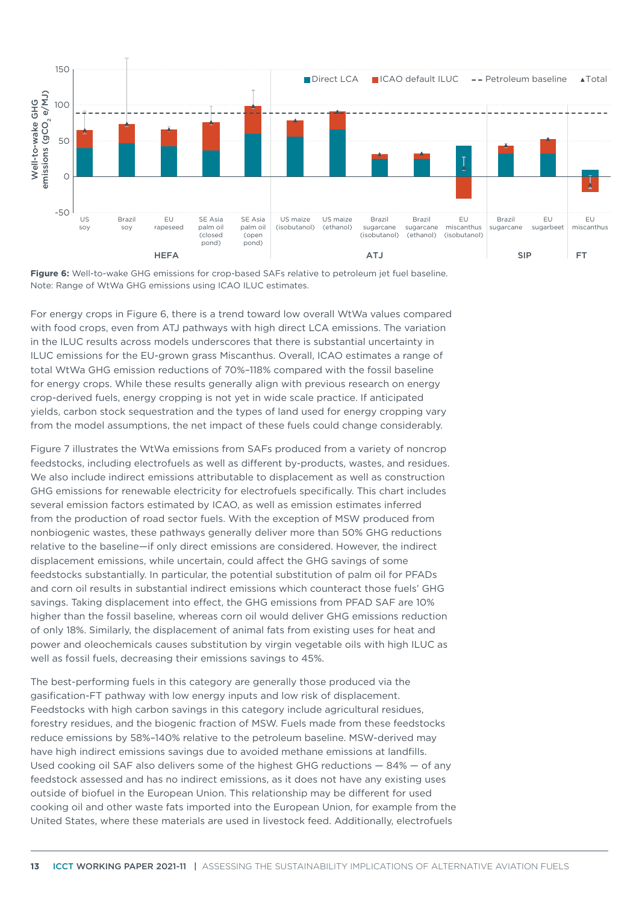Figure 6: Well-to-wake GHG emissions for crop-based SAFs relative to petroleum jet fuel baseline.
Note: Range of WtWa GHG emissions using ICAO ILUC estimates.

For energy crops in Figure 6, there is a trend toward low overall WtWa values compared with food crops, even from ATJ pathways with high direct LCA emissions. The variation in the ILUC results across models underscores that there is substantial uncertainty in ILUC emissions for the EU-grown grass Miscanthus. Overall, ICAO estimates a range of total WtWa GHG emission reductions of 70%–118% compared with the fossil baseline for energy crops. While these results generally align with previous research on energy crop-derived fuels, energy cropping is not yet in wide scale practice. If anticipated yields, carbon stock sequestration and the types of land used for energy cropping vary from the model assumptions, the net impact of these fuels could change considerably.

Figure 7 illustrates the WtWa emissions from SAFs produced from a variety of noncrop feedstocks, including electrofuels as well as different by-products, wastes, and residues. We also include indirect emissions attributable to displacement as well as construction GHG emissions for renewable electricity for electrofuels specifically. This chart includes several emission factors estimated by ICAO, as well as emission estimates inferred from the production of road sector fuels. With the exception of MSW produced from nonbiogenic wastes, these pathways generally deliver more than 50% GHG reductions relative to the baseline—if only direct emissions are considered. However, the indirect displacement emissions, while uncertain, could affect the GHG savings of some feedstocks substantially. In particular, the potential substitution of palm oil for PFADs and corn oil results in substantial indirect emissions which counteract those fuels' GHG savings. Taking displacement into effect, the GHG emissions from PFAD SAF are 10% higher than the fossil baseline, whereas corn oil would deliver GHG emissions reduction of only 18%. Similarly, the displacement of animal fats from existing uses for heat and power and oleochemicals causes substitution by virgin vegetable oils with high ILUC as well as fossil fuels, decreasing their emissions savings to 45%.

The best-performing fuels in this category are generally those produced via the gasification-FT pathway with low energy inputs and low risk of displacement. Feedstocks with high carbon savings in this category include agricultural residues, forestry residues, and the biogenic fraction of MSW. Fuels made from these feedstocks reduce emissions by 58%–140% relative to the petroleum baseline. MSW-derived may have high indirect emissions savings due to avoided methane emissions at landfills. Used cooking oil SAF also delivers some of the highest GHG reductions — 84% — of any feedstock assessed and has no indirect emissions, as it does not have any existing uses outside of biofuel in the European Union. This relationship may be different for used cooking oil and other waste fats imported into the European Union, for example from the United States, where these materials are used in livestock feed. Additionally, electrofuels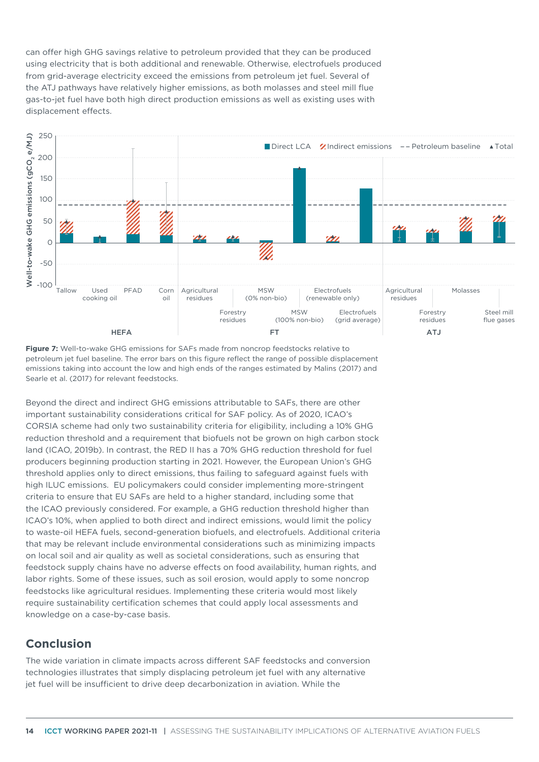can offer high GHG savings relative to petroleum provided that they can be produced using electricity that is both additional and renewable. Otherwise, electrofuels produced from grid-average electricity exceed the emissions from petroleum jet fuel. Several of the ATJ pathways have relatively higher emissions, as both molasses and steel mill flue gas-to-jet fuel have both high direct production emissions as well as existing uses with displacement effects.

**Figure 7:** Well-to-wake GHG emissions for SAFs made from noncrop feedstocks relative to petroleum jet fuel baseline. The error bars on this figure reflect the range of possible displacement emissions taking into account the low and high ends of the ranges estimated by Malins (2017) and Searle et al. (2017) for relevant feedstocks.

Beyond the direct and indirect GHG emissions attributable to SAFs, there are other important sustainability considerations critical for SAF policy. As of 2020, ICAO's CORSIA scheme had only two sustainability criteria for eligibility, including a 10% GHG reduction threshold and a requirement that biofuels not be grown on high carbon stock land (ICAO, 2019b). In contrast, the RED II has a 70% GHG reduction threshold for fuel producers beginning production starting in 2021. However, the European Union's GHG threshold applies only to direct emissions, thus failing to safeguard against fuels with high ILUC emissions. EU policymakers could consider implementing more-stringent criteria to ensure that EU SAFs are held to a higher standard, including some that the ICAO previously considered. For example, a GHG reduction threshold higher than ICAO's 10%, when applied to both direct and indirect emissions, would limit the policy to waste-oil HEFA fuels, second-generation biofuels, and electrofuels. Additional criteria that may be relevant include environmental considerations such as minimizing impacts on local soil and air quality as well as societal considerations, such as ensuring that feedstock supply chains have no adverse effects on food availability, human rights, and labor rights. Some of these issues, such as soil erosion, would apply to some noncrop feedstocks like agricultural residues. Implementing these criteria would most likely require sustainability certification schemes that could apply local assessments and knowledge on a case-by-case basis.

## Conclusion

The wide variation in climate impacts across different SAF feedstocks and conversion technologies illustrates that simply displacing petroleum jet fuel with any alternative jet fuel will be insufficient to drive deep decarbonization in aviation. While the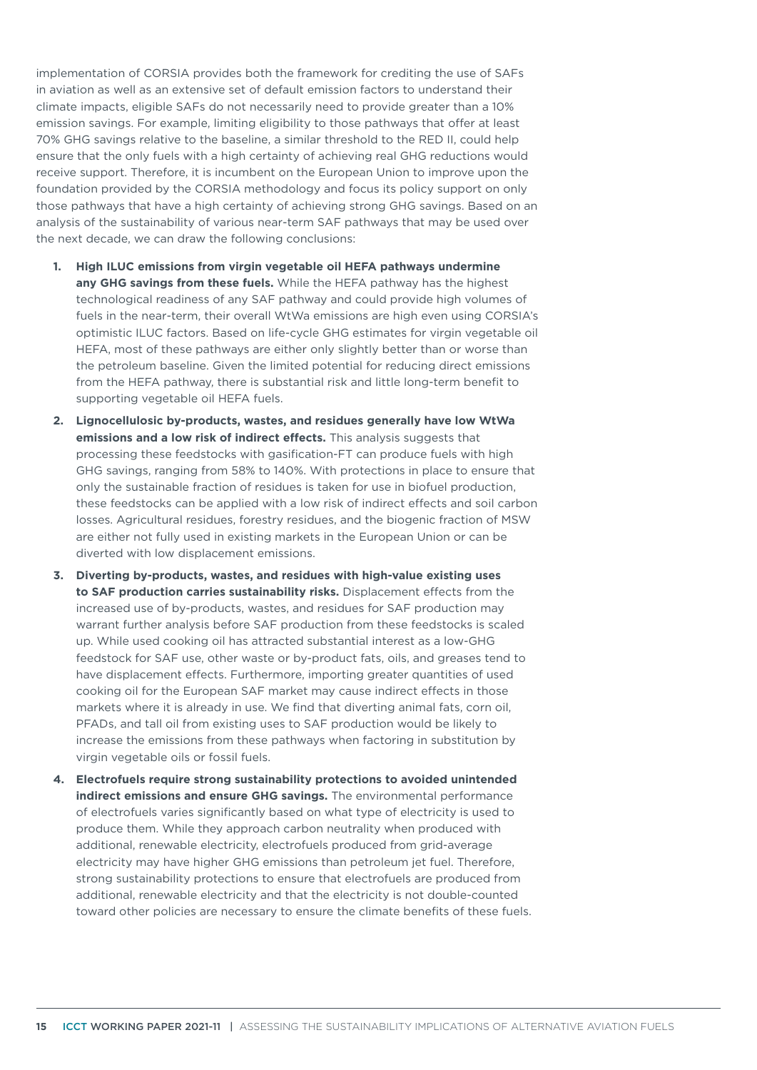implementation of CORSIA provides both the framework for crediting the use of SAFs in aviation as well as an extensive set of default emission factors to understand their climate impacts, eligible SAFs do not necessarily need to provide greater than a 10% emission savings. For example, limiting eligibility to those pathways that offer at least 70% GHG savings relative to the baseline, a similar threshold to the RED II, could help ensure that the only fuels with a high certainty of achieving real GHG reductions would receive support. Therefore, it is incumbent on the European Union to improve upon the foundation provided by the CORSIA methodology and focus its policy support on only those pathways that have a high certainty of achieving strong GHG savings. Based on an analysis of the sustainability of various near-term SAF pathways that may be used over the next decade, we can draw the following conclusions:

1. **High ILUC emissions from virgin vegetable oil HEFA pathways undermine any GHG savings from these fuels.** While the HEFA pathway has the highest technological readiness of any SAF pathway and could provide high volumes of fuels in the near-term, their overall WtWa emissions are high even using CORSIA's optimistic ILUC factors. Based on life-cycle GHG estimates for virgin vegetable oil HEFA, most of these pathways are either only slightly better than or worse than the petroleum baseline. Given the limited potential for reducing direct emissions from the HEFA pathway, there is substantial risk and little long-term benefit to supporting vegetable oil HEFA fuels.
2. **Lignocellulosic by-products, wastes, and residues generally have low WtWa emissions and a low risk of indirect effects.** This analysis suggests that processing these feedstocks with gasification-FT can produce fuels with high GHG savings, ranging from 58% to 140%. With protections in place to ensure that only the sustainable fraction of residues is taken for use in biofuel production, these feedstocks can be applied with a low risk of indirect effects and soil carbon losses. Agricultural residues, forestry residues, and the biogenic fraction of MSW are either not fully used in existing markets in the European Union or can be diverted with low displacement emissions.
3. **Diverting by-products, wastes, and residues with high-value existing uses to SAF production carries sustainability risks.** Displacement effects from the increased use of by-products, wastes, and residues for SAF production may warrant further analysis before SAF production from these feedstocks is scaled up. While used cooking oil has attracted substantial interest as a low-GHG feedstock for SAF use, other waste or by-product fats, oils, and greases tend to have displacement effects. Furthermore, importing greater quantities of used cooking oil for the European SAF market may cause indirect effects in those markets where it is already in use. We find that diverting animal fats, corn oil, PFADs, and tall oil from existing uses to SAF production would be likely to increase the emissions from these pathways when factoring in substitution by virgin vegetable oils or fossil fuels.
4. **Electrofuels require strong sustainability protections to avoided unintended indirect emissions and ensure GHG savings.** The environmental performance of electrofuels varies significantly based on what type of electricity is used to produce them. While they approach carbon neutrality when produced with additional, renewable electricity, electrofuels produced from grid-average electricity may have higher GHG emissions than petroleum jet fuel. Therefore, strong sustainability protections to ensure that electrofuels are produced from additional, renewable electricity and that the electricity is not double-counted toward other policies are necessary to ensure the climate benefits of these fuels.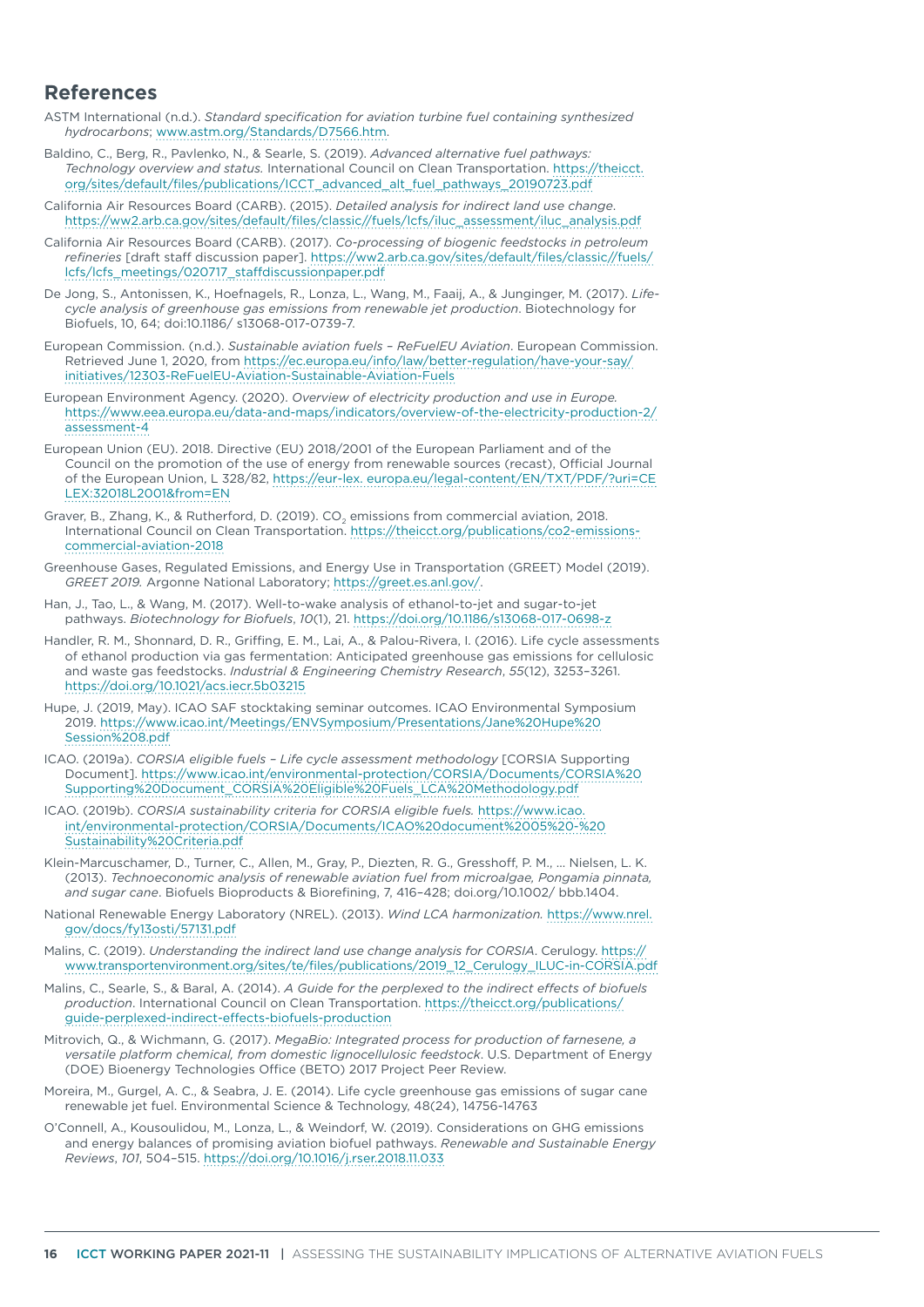## References

ASTM International (n.d.). *Standard specification for aviation turbine fuel containing synthesized hydrocarbons*; www.astm.org/Standards/D7566.htm.

Baldino, C., Berg, R., Pavlenko, N., & Searle, S. (2019). *Advanced alternative fuel pathways: Technology overview and status.* International Council on Clean Transportation. https://theicct.org/sites/default/files/publications/ICCT_advanced_alt_fuel_pathways_20190723.pdf

California Air Resources Board (CARB). (2015). *Detailed analysis for indirect land use change*. https://ww2.arb.ca.gov/sites/default/files/classic//fuels/lcfs/iluc_assessment/iluc_analysis.pdf

California Air Resources Board (CARB). (2017). *Co-processing of biogenic feedstocks in petroleum refineries* [draft staff discussion paper]. https://ww2.arb.ca.gov/sites/default/files/classic//fuels/lcfs/lcfs_meetings/020717_staffdiscussionpaper.pdf

De Jong, S., Antonissen, K., Hoefnagels, R., Lonza, L., Wang, M., Faaij, A., & Junginger, M. (2017). *Life-cycle analysis of greenhouse gas emissions from renewable jet production*. Biotechnology for Biofuels, 10, 64; doi:10.1186/ s13068-017-0739-7.

European Commission. (n.d.). *Sustainable aviation fuels – ReFuelEU Aviation*. European Commission. Retrieved June 1, 2020, from https://ec.europa.eu/info/law/better-regulation/have-your-say/initiatives/12303-ReFuelEU-Aviation-Sustainable-Aviation-Fuels

European Environment Agency. (2020). *Overview of electricity production and use in Europe.* https://www.eea.europa.eu/data-and-maps/indicators/overview-of-the-electricity-production-2/assessment-4

European Union (EU). 2018. Directive (EU) 2018/2001 of the European Parliament and of the Council on the promotion of the use of energy from renewable sources (recast), Official Journal of the European Union, L 328/82, https://eur-lex. europa.eu/legal-content/EN/TXT/PDF/?uri=CELEX:32018L2001&from=EN

Graver, B., Zhang, K., & Rutherford, D. (2019). $CO_2$ emissions from commercial aviation, 2018. International Council on Clean Transportation. https://theicct.org/publications/co2-emissions-commercial-aviation-2018

Greenhouse Gases, Regulated Emissions, and Energy Use in Transportation (GREET) Model (2019). *GREET 2019.* Argonne National Laboratory; https://greet.es.anl.gov/.

Han, J., Tao, L., & Wang, M. (2017). Well-to-wake analysis of ethanol-to-jet and sugar-to-jet pathways. *Biotechnology for Biofuels*, *10*(1), 21. https://doi.org/10.1186/s13068-017-0698-z

Handler, R. M., Shonnard, D. R., Griffing, E. M., Lai, A., & Palou-Rivera, I. (2016). Life cycle assessments of ethanol production via gas fermentation: Anticipated greenhouse gas emissions for cellulosic and waste gas feedstocks. *Industrial & Engineering Chemistry Research*, *55*(12), 3253–3261. https://doi.org/10.1021/acs.iecr.5b03215

Hupe, J. (2019, May). ICAO SAF stocktaking seminar outcomes. ICAO Environmental Symposium 2019. https://www.icao.int/Meetings/ENVSymposium/Presentations/Jane%20Hupe%20Session%208.pdf

ICAO. (2019a). *CORSIA eligible fuels – Life cycle assessment methodology* [CORSIA Supporting Document]. https://www.icao.int/environmental-protection/CORSIA/Documents/CORSIA%20Supporting%20Document_CORSIA%20Eligible%20Fuels_LCA%20Methodology.pdf

ICAO. (2019b). *CORSIA sustainability criteria for CORSIA eligible fuels.* https://www.icao.int/environmental-protection/CORSIA/Documents/ICAO%20document%2005%20-%20Sustainability%20Criteria.pdf

Klein-Marcuschamer, D., Turner, C., Allen, M., Gray, P., Diezten, R. G., Gresshoff, P. M., … Nielsen, L. K. (2013). *Technoeconomic analysis of renewable aviation fuel from microalgae, Pongamia pinnata, and sugar cane*. Biofuels Bioproducts & Biorefining, 7, 416–428; doi.org/10.1002/ bbb.1404.

National Renewable Energy Laboratory (NREL). (2013). *Wind LCA harmonization.* https://www.nrel.gov/docs/fy13osti/57131.pdf

Malins, C. (2019). *Understanding the indirect land use change analysis for CORSIA*. Cerulogy. https://www.transportenvironment.org/sites/te/files/publications/2019_12_Cerulogy_ILUC-in-CORSIA.pdf

Malins, C., Searle, S., & Baral, A. (2014). *A Guide for the perplexed to the indirect effects of biofuels production*. International Council on Clean Transportation. https://theicct.org/publications/guide-perplexed-indirect-effects-biofuels-production

Mitrovich, Q., & Wichmann, G. (2017). *MegaBio: Integrated process for production of farnesene, a versatile platform chemical, from domestic lignocellulosic feedstock*. U.S. Department of Energy (DOE) Bioenergy Technologies Office (BETO) 2017 Project Peer Review.

Moreira, M., Gurgel, A. C., & Seabra, J. E. (2014). Life cycle greenhouse gas emissions of sugar cane renewable jet fuel. Environmental Science & Technology, 48(24), 14756-14763

O'Connell, A., Kousoulidou, M., Lonza, L., & Weindorf, W. (2019). Considerations on GHG emissions and energy balances of promising aviation biofuel pathways. *Renewable and Sustainable Energy Reviews*, *101*, 504–515. https://doi.org/10.1016/j.rser.2018.11.033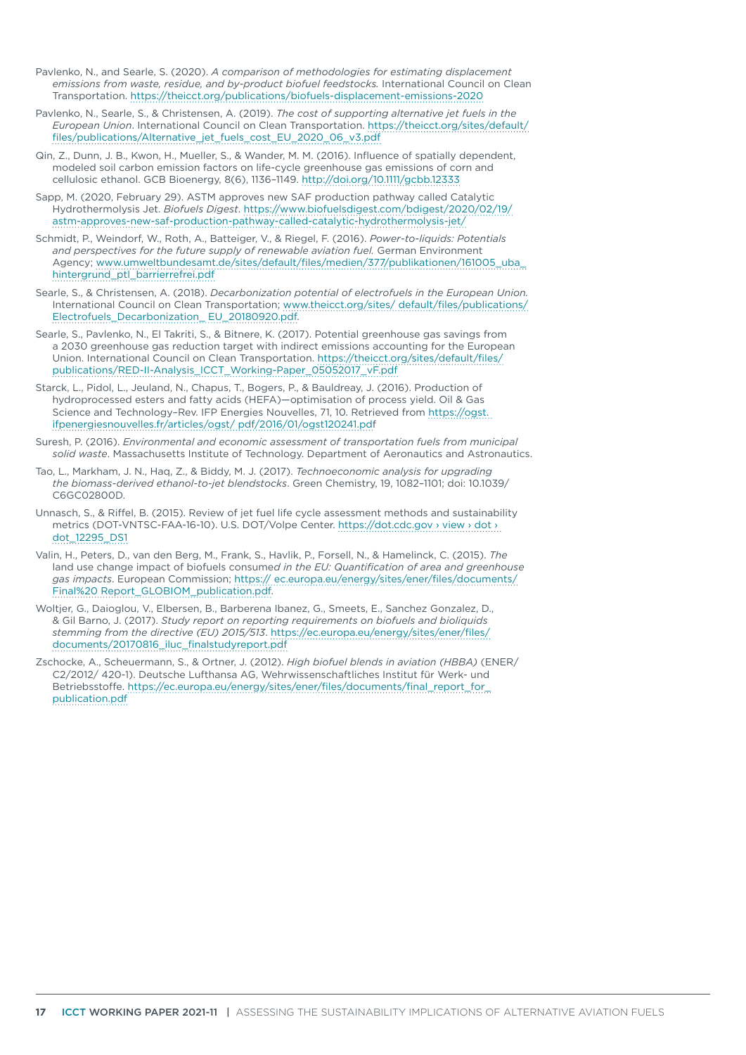Pavlenko, N., and Searle, S. (2020). *A comparison of methodologies for estimating displacement emissions from waste, residue, and by-product biofuel feedstocks.* International Council on Clean Transportation. https://theicct.org/publications/biofuels-displacement-emissions-2020

Pavlenko, N., Searle, S., & Christensen, A. (2019). *The cost of supporting alternative jet fuels in the European Union*. International Council on Clean Transportation. https://theicct.org/sites/default/files/publications/Alternative_jet_fuels_cost_EU_2020_06_v3.pdf

Qin, Z., Dunn, J. B., Kwon, H., Mueller, S., & Wander, M. M. (2016). Influence of spatially dependent, modeled soil carbon emission factors on life-cycle greenhouse gas emissions of corn and cellulosic ethanol. GCB Bioenergy, 8(6), 1136–1149. http://doi.org/10.1111/gcbb.12333

Sapp, M. (2020, February 29). ASTM approves new SAF production pathway called Catalytic Hydrothermolysis Jet. *Biofuels Digest*. https://www.biofuelsdigest.com/bdigest/2020/02/19/astm-approves-new-saf-production-pathway-called-catalytic-hydrothermolysis-jet/

Schmidt, P., Weindorf, W., Roth, A., Batteiger, V., & Riegel, F. (2016). *Power-to-liquids: Potentials and perspectives for the future supply of renewable aviation fuel.* German Environment Agency; www.umweltbundesamt.de/sites/default/files/medien/377/publikationen/161005_uba_hintergrund_ptl_barrierrefrei.pdf

Searle, S., & Christensen, A. (2018). *Decarbonization potential of electrofuels in the European Union.* International Council on Clean Transportation; www.theicct.org/sites/ default/files/publications/Electrofuels_Decarbonization_ EU_20180920.pdf.

Searle, S., Pavlenko, N., El Takriti, S., & Bitnere, K. (2017). Potential greenhouse gas savings from a 2030 greenhouse gas reduction target with indirect emissions accounting for the European Union. International Council on Clean Transportation. https://theicct.org/sites/default/files/publications/RED-II-Analysis_ICCT_Working-Paper_05052017_vF.pdf

Starck, L., Pidol, L., Jeuland, N., Chapus, T., Bogers, P., & Bauldreay, J. (2016). Production of hydroprocessed esters and fatty acids (HEFA)—optimisation of process yield. Oil & Gas Science and Technology–Rev. IFP Energies Nouvelles, 71, 10. Retrieved from https://ogst.ifpenergiesnouvelles.fr/articles/ogst/ pdf/2016/01/ogst120241.pdf

Suresh, P. (2016). *Environmental and economic assessment of transportation fuels from municipal solid waste*. Massachusetts Institute of Technology. Department of Aeronautics and Astronautics.

Tao, L., Markham, J. N., Haq, Z., & Biddy, M. J. (2017). *Technoeconomic analysis for upgrading the biomass-derived ethanol-to-jet blendstocks*. Green Chemistry, 19, 1082–1101; doi: 10.1039/C6GC02800D.

Unnasch, S., & Riffel, B. (2015). Review of jet fuel life cycle assessment methods and sustainability metrics (DOT-VNTSC-FAA-16-10). U.S. DOT/Volpe Center. https://dot.cdc.gov › view › dot › dot_12295_DS1

Valin, H., Peters, D., van den Berg, M., Frank, S., Havlik, P., Forsell, N., & Hamelinck, C. (2015). *The* land use change impact of biofuels consumed *in the EU: Quantification of area and greenhouse gas impacts*. European Commission; https:// ec.europa.eu/energy/sites/ener/files/documents/Final%20 Report_GLOBIOM_publication.pdf.

Woltjer, G., Daioglou, V., Elbersen, B., Barberena Ibanez, G., Smeets, E., Sanchez Gonzalez, D., & Gil Barno, J. (2017). *Study report on reporting requirements on biofuels and bioliquids stemming from the directive (EU) 2015/513*. https://ec.europa.eu/energy/sites/ener/files/documents/20170816_iluc_finalstudyreport.pdf

Zschocke, A., Scheuermann, S., & Ortner, J. (2012). *High biofuel blends in aviation (HBBA)* (ENER/C2/2012/ 420-1). Deutsche Lufthansa AG, Wehrwissenschaftliches Institut für Werk- und Betriebsstoffe. https://ec.europa.eu/energy/sites/ener/files/documents/final_report_for_publication.pdf